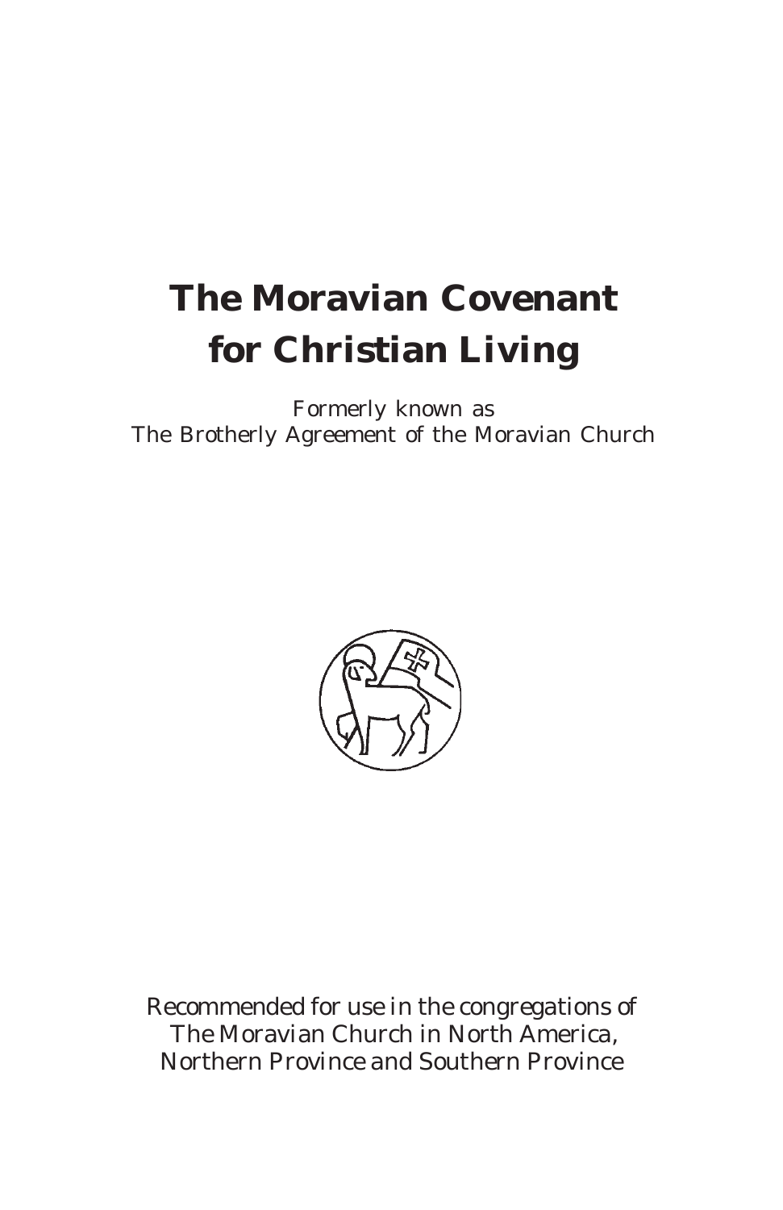# The Moravian Covenant for Christian Living

Formerly known as
The Brotherly Agreement of the Moravian Church

Recommended for use in the congregations of
The Moravian Church in North America,
Northern Province and Southern Province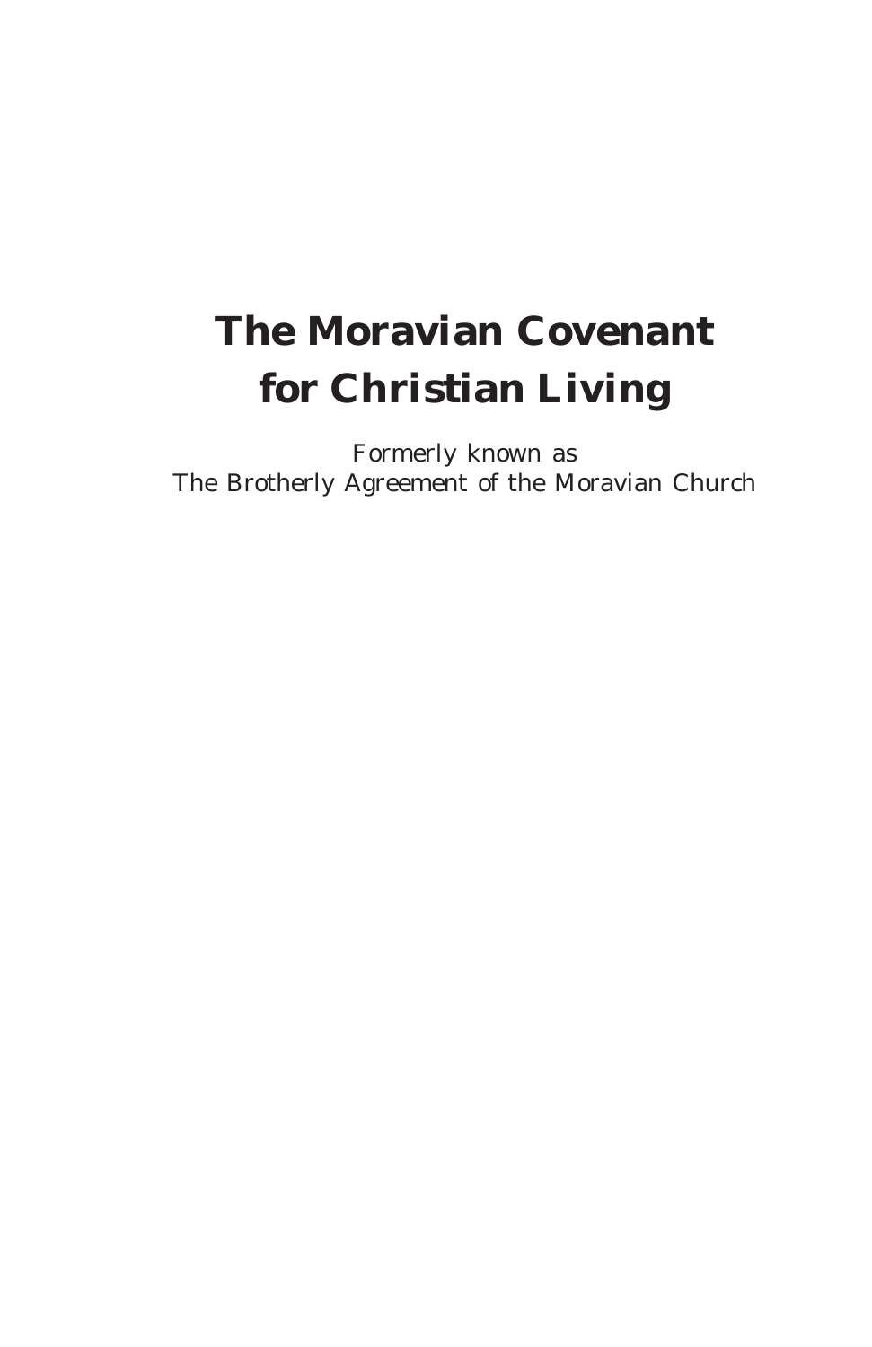# The Moravian Covenant for Christian Living

Formerly known as
The Brotherly Agreement of the Moravian Church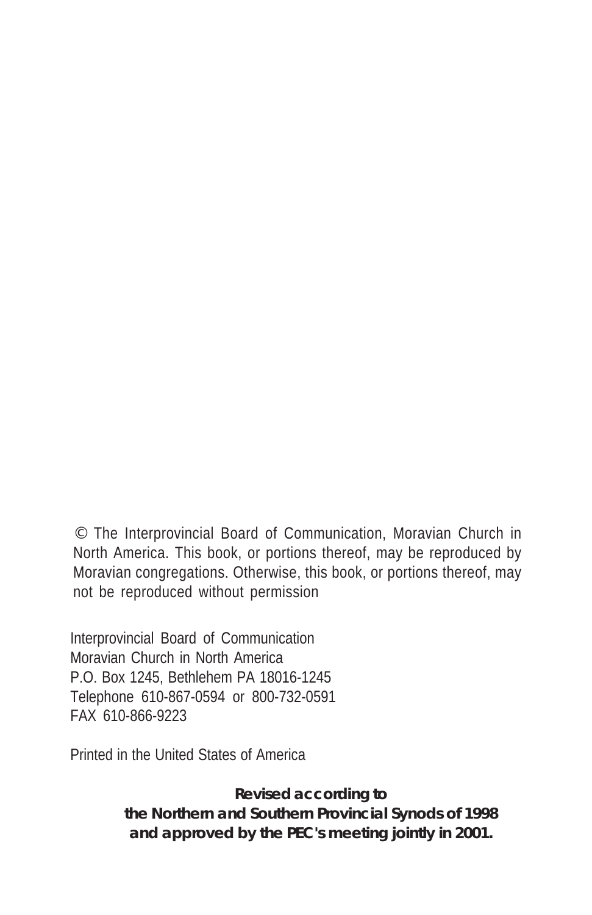© The Interprovincial Board of Communication, Moravian Church in North America. This book, or portions thereof, may be reproduced by Moravian congregations. Otherwise, this book, or portions thereof, may not be reproduced without permission

Interprovincial Board of Communication
Moravian Church in North America
P.O. Box 1245, Bethlehem PA 18016-1245
Telephone 610-867-0594 or 800-732-0591
FAX 610-866-9223

Printed in the United States of America

**Revised according to**
**the Northern and Southern Provincial Synods of 1998**
**and approved by the PEC's meeting jointly in 2001.**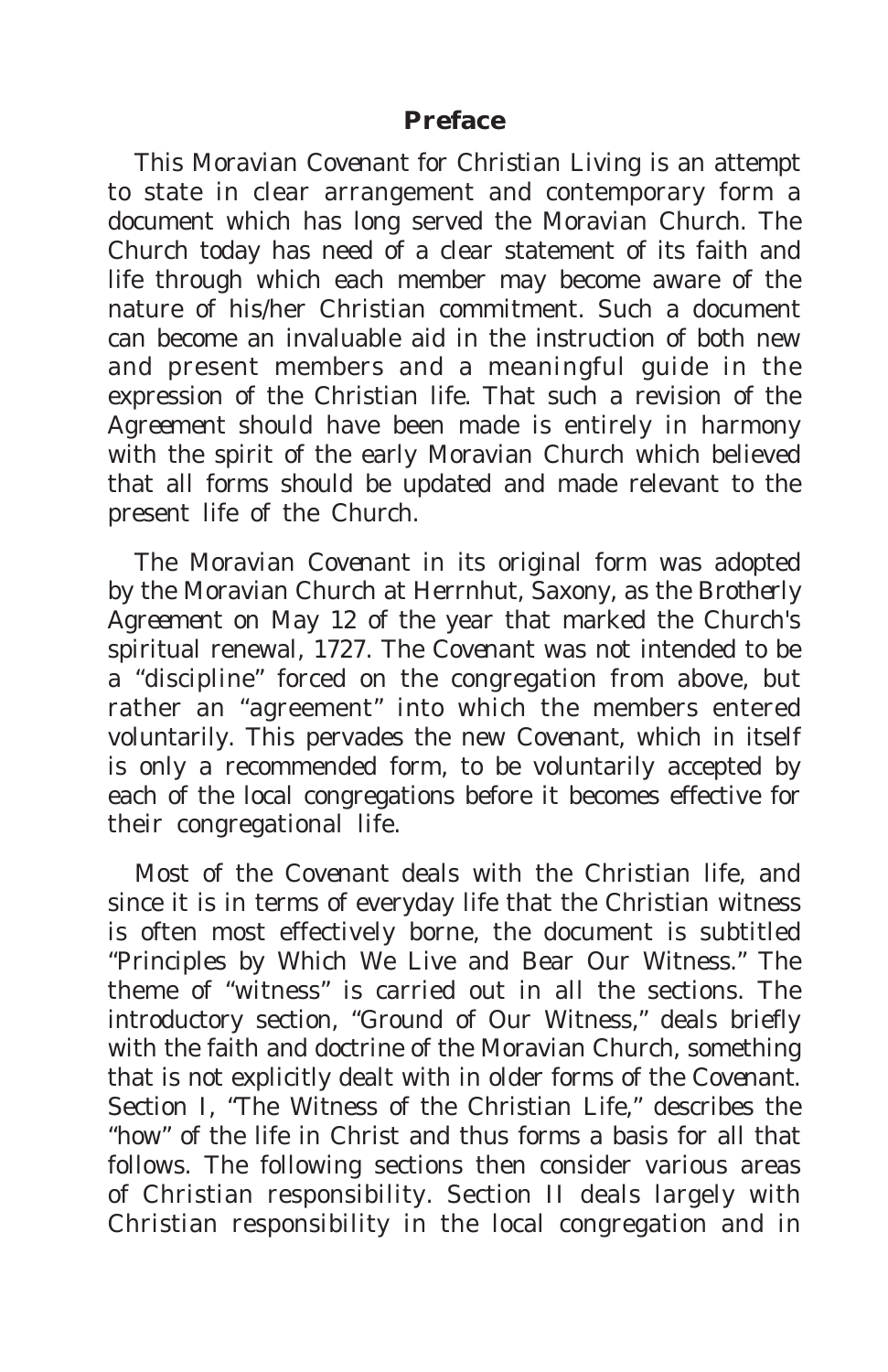## Preface

This Moravian Covenant for Christian Living is an attempt to state in clear arrangement and contemporary form a document which has long served the Moravian Church. The Church today has need of a clear statement of its faith and life through which each member may become aware of the nature of his/her Christian commitment. Such a document can become an invaluable aid in the instruction of both new and present members and a meaningful guide in the expression of the Christian life. That such a revision of the Agreement should have been made is entirely in harmony with the spirit of the early Moravian Church which believed that all forms should be updated and made relevant to the present life of the Church.

The Moravian Covenant in its original form was adopted by the Moravian Church at Herrnhut, Saxony, as the *Brotherly Agreement* on May 12 of the year that marked the Church's spiritual renewal, 1727. The Covenant was not intended to be a "discipline" forced on the congregation from above, but rather an "agreement" into which the members entered voluntarily. This pervades the new Covenant, which in itself is only a recommended form, to be voluntarily accepted by each of the local congregations before it becomes effective for their congregational life.

Most of the Covenant deals with the Christian life, and since it is in terms of everyday life that the Christian witness is often most effectively borne, the document is subtitled "Principles by Which We Live and Bear Our Witness." The theme of "witness" is carried out in all the sections. The introductory section, "Ground of Our Witness," deals briefly with the faith and doctrine of the Moravian Church, something that is not explicitly dealt with in older forms of the Covenant. Section I, "The Witness of the Christian Life," describes the "how" of the life in Christ and thus forms a basis for all that follows. The following sections then consider various areas of Christian responsibility. Section II deals largely with Christian responsibility in the local congregation and in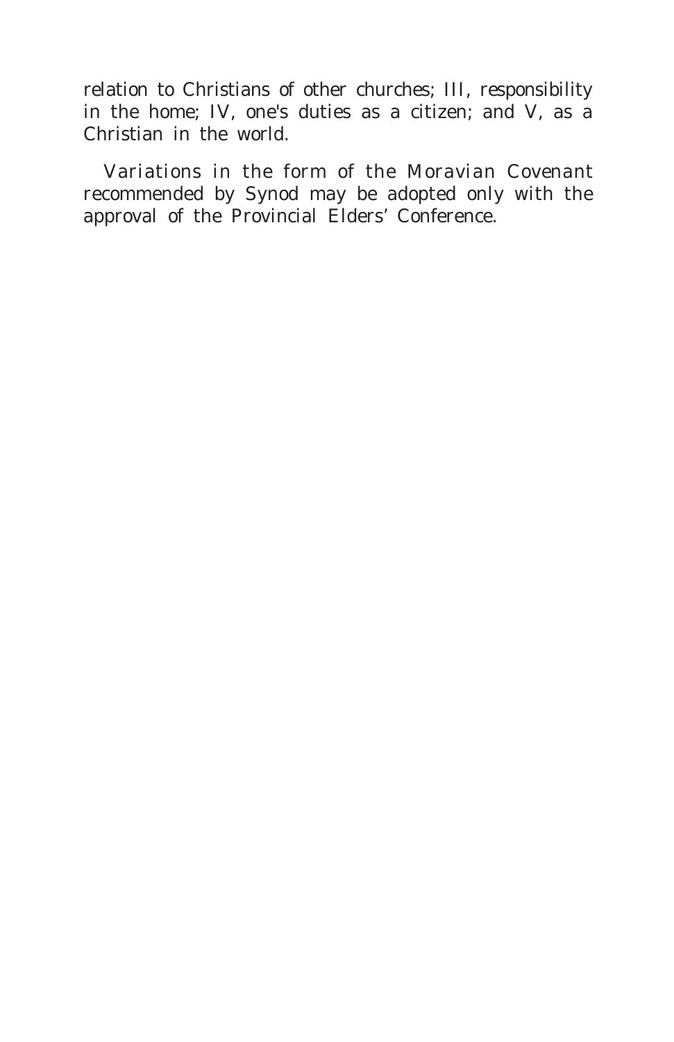relation to Christians of other churches; III, responsibility in the home; IV, one's duties as a citizen; and V, as a Christian in the world.

Variations in the form of the Moravian Covenant recommended by Synod may be adopted only with the approval of the Provincial Elders' Conference.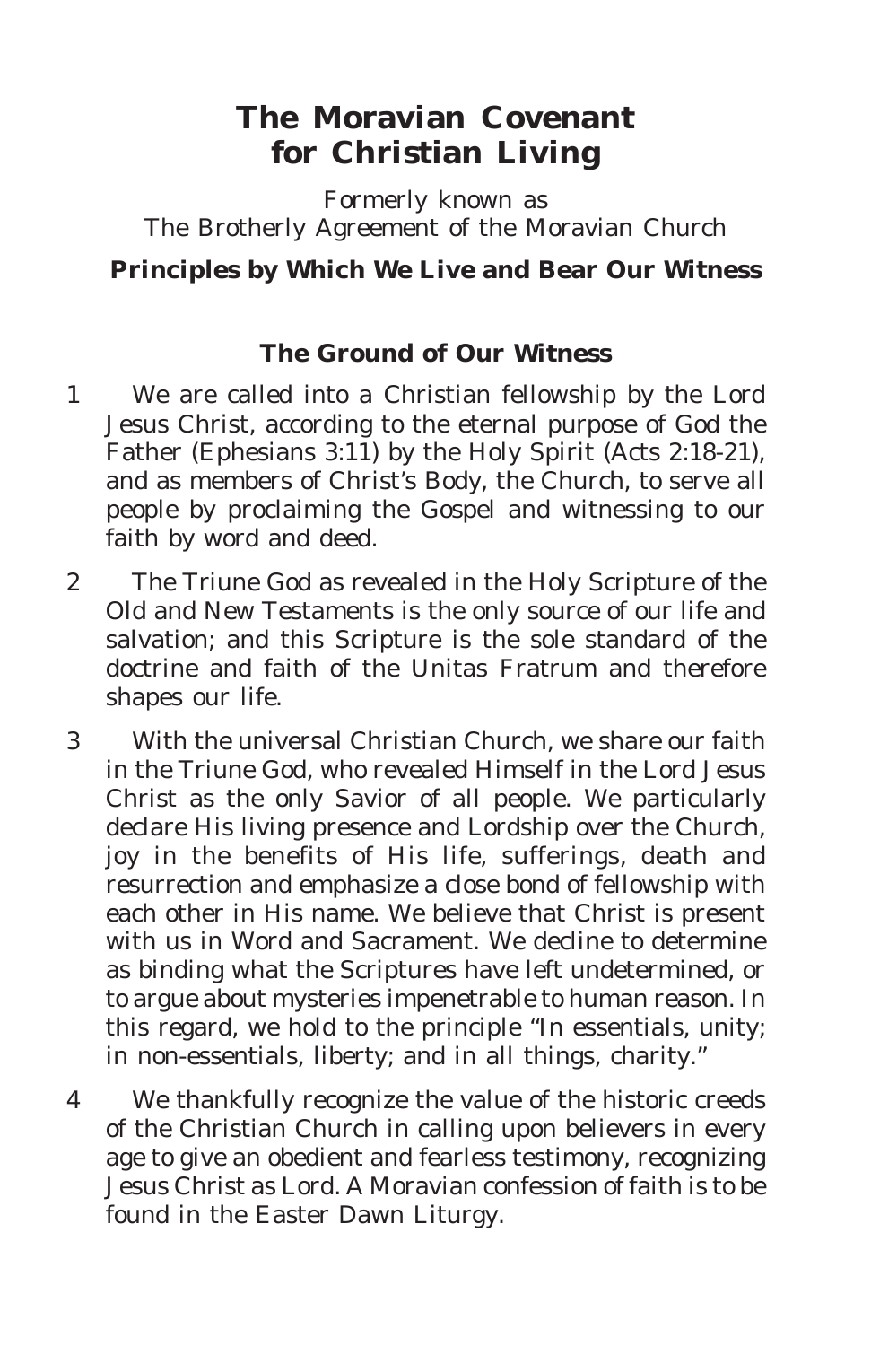# The Moravian Covenant for Christian Living

Formerly known as
The Brotherly Agreement of the Moravian Church

**Principles by Which We Live and Bear Our Witness**

## The Ground of Our Witness

1 We are called into a Christian fellowship by the Lord Jesus Christ, according to the eternal purpose of God the Father (Ephesians 3:11) by the Holy Spirit (Acts 2:18-21), and as members of Christ's Body, the Church, to serve all people by proclaiming the Gospel and witnessing to our faith by word and deed.

2 The Triune God as revealed in the Holy Scripture of the Old and New Testaments is the only source of our life and salvation; and this Scripture is the sole standard of the doctrine and faith of the Unitas Fratrum and therefore shapes our life.

3 With the universal Christian Church, we share our faith in the Triune God, who revealed Himself in the Lord Jesus Christ as the only Savior of all people. We particularly declare His living presence and Lordship over the Church, joy in the benefits of His life, sufferings, death and resurrection and emphasize a close bond of fellowship with each other in His name. We believe that Christ is present with us in Word and Sacrament. We decline to determine as binding what the Scriptures have left undetermined, or to argue about mysteries impenetrable to human reason. In this regard, we hold to the principle "In essentials, unity; in non-essentials, liberty; and in all things, charity."

4 We thankfully recognize the value of the historic creeds of the Christian Church in calling upon believers in every age to give an obedient and fearless testimony, recognizing Jesus Christ as Lord. A Moravian confession of faith is to be found in the Easter Dawn Liturgy.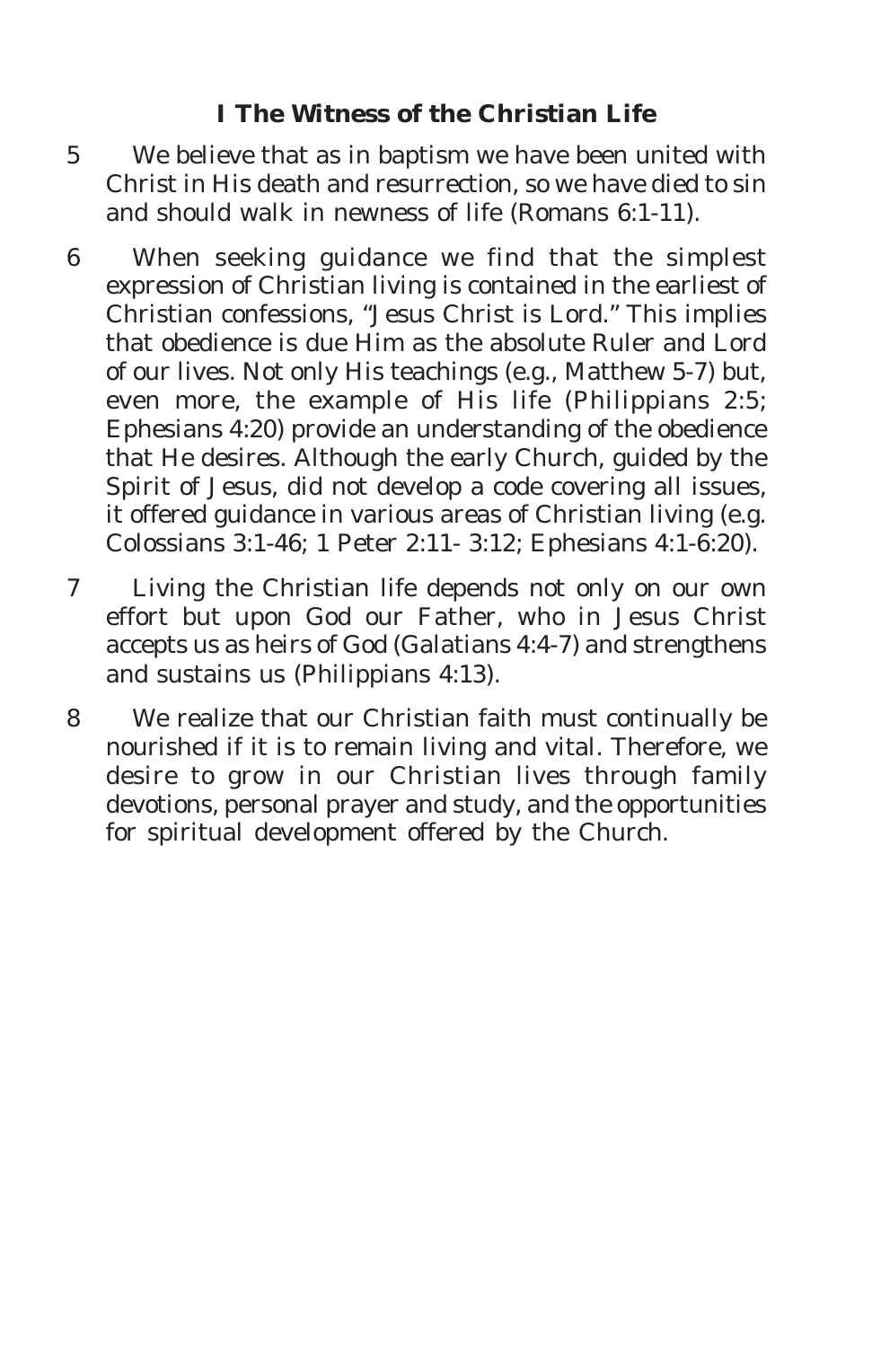## I The Witness of the Christian Life

5 We believe that as in baptism we have been united with Christ in His death and resurrection, so we have died to sin and should walk in newness of life (Romans 6:1-11).

6 When seeking guidance we find that the simplest expression of Christian living is contained in the earliest of Christian confessions, "Jesus Christ is Lord." This implies that obedience is due Him as the absolute Ruler and Lord of our lives. Not only His teachings (e.g., Matthew 5-7) but, even more, the example of His life (Philippians 2:5; Ephesians 4:20) provide an understanding of the obedience that He desires. Although the early Church, guided by the Spirit of Jesus, did not develop a code covering all issues, it offered guidance in various areas of Christian living (e.g. Colossians 3:1-46; 1 Peter 2:11- 3:12; Ephesians 4:1-6:20).

7 Living the Christian life depends not only on our own effort but upon God our Father, who in Jesus Christ accepts us as heirs of God (Galatians 4:4-7) and strengthens and sustains us (Philippians 4:13).

8 We realize that our Christian faith must continually be nourished if it is to remain living and vital. Therefore, we desire to grow in our Christian lives through family devotions, personal prayer and study, and the opportunities for spiritual development offered by the Church.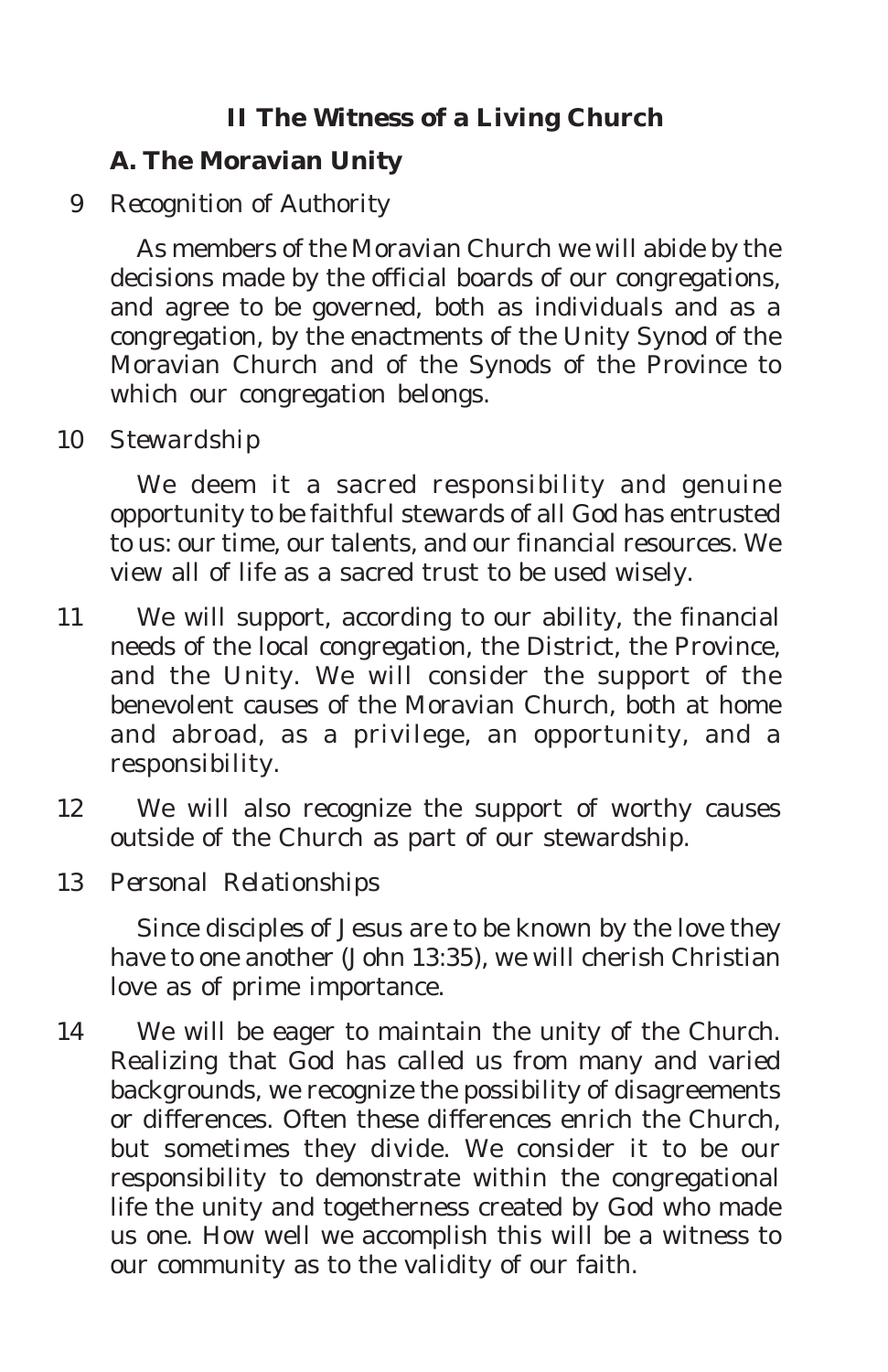## II The Witness of a Living Church

### A. The Moravian Unity

9 *Recognition of Authority*

As members of the Moravian Church we will abide by the decisions made by the official boards of our congregations, and agree to be governed, both as individuals and as a congregation, by the enactments of the Unity Synod of the Moravian Church and of the Synods of the Province to which our congregation belongs.

10 *Stewardship*

We deem it a sacred responsibility and genuine opportunity to be faithful stewards of all God has entrusted to us: our time, our talents, and our financial resources. We view all of life as a sacred trust to be used wisely.

11 We will support, according to our ability, the financial needs of the local congregation, the District, the Province, and the Unity. We will consider the support of the benevolent causes of the Moravian Church, both at home and abroad, as a privilege, an opportunity, and a responsibility.

12 We will also recognize the support of worthy causes outside of the Church as part of our stewardship.

13 *Personal Relationships*

Since disciples of Jesus are to be known by the love they have to one another (John 13:35), we will cherish Christian love as of prime importance.

14 We will be eager to maintain the unity of the Church. Realizing that God has called us from many and varied backgrounds, we recognize the possibility of disagreements or differences. Often these differences enrich the Church, but sometimes they divide. We consider it to be our responsibility to demonstrate within the congregational life the unity and togetherness created by God who made us one. How well we accomplish this will be a witness to our community as to the validity of our faith.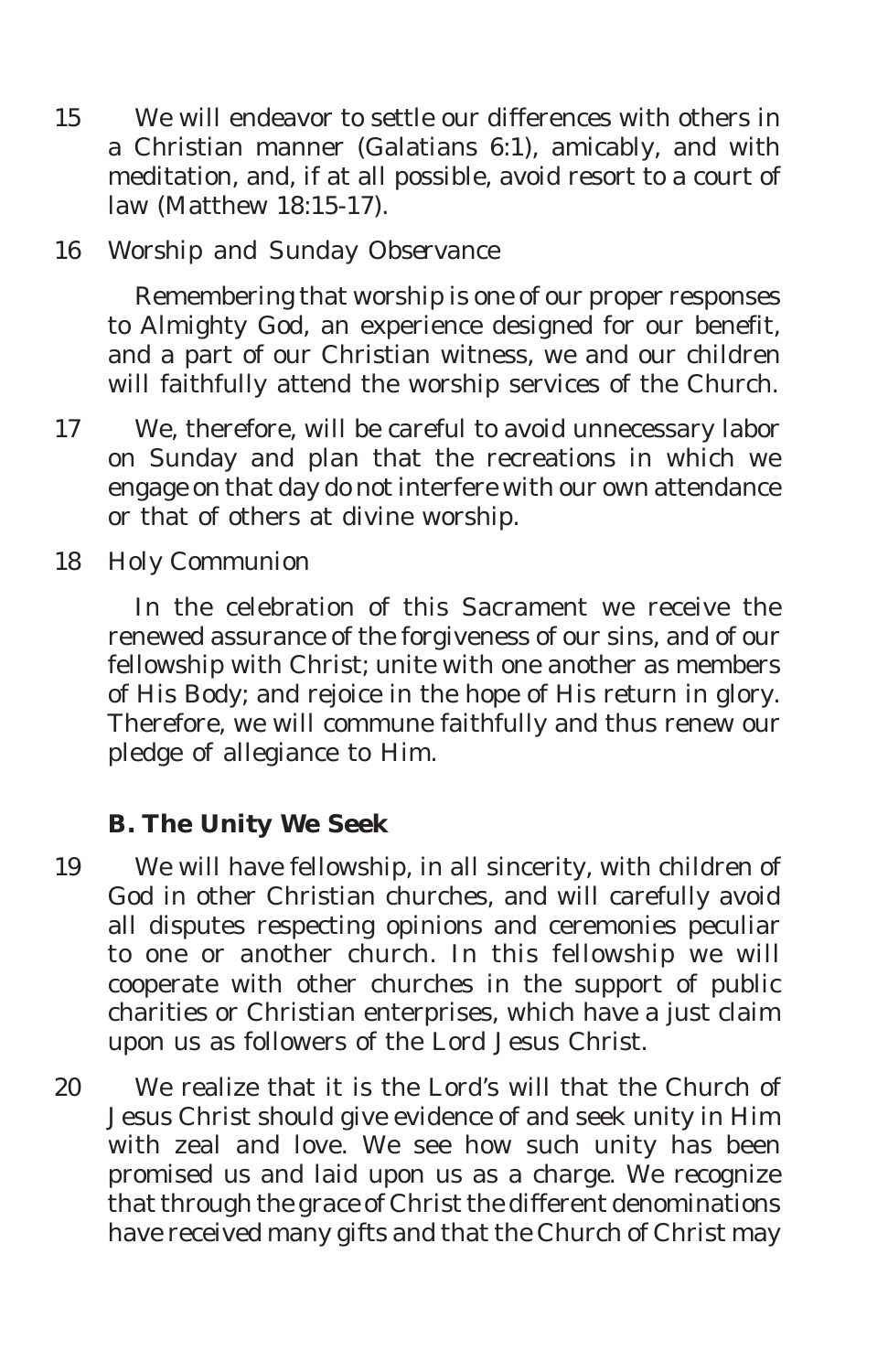15 We will endeavor to settle our differences with others in a Christian manner (Galatians 6:1), amicably, and with meditation, and, if at all possible, avoid resort to a court of law (Matthew 18:15-17).

16 *Worship and Sunday Observance*

Remembering that worship is one of our proper responses to Almighty God, an experience designed for our benefit, and a part of our Christian witness, we and our children will faithfully attend the worship services of the Church.

17 We, therefore, will be careful to avoid unnecessary labor on Sunday and plan that the recreations in which we engage on that day do not interfere with our own attendance or that of others at divine worship.

18 *Holy Communion*

In the celebration of this Sacrament we receive the renewed assurance of the forgiveness of our sins, and of our fellowship with Christ; unite with one another as members of His Body; and rejoice in the hope of His return in glory. Therefore, we will commune faithfully and thus renew our pledge of allegiance to Him.

### B. The Unity We Seek

19 We will have fellowship, in all sincerity, with children of God in other Christian churches, and will carefully avoid all disputes respecting opinions and ceremonies peculiar to one or another church. In this fellowship we will cooperate with other churches in the support of public charities or Christian enterprises, which have a just claim upon us as followers of the Lord Jesus Christ.

20 We realize that it is the Lord's will that the Church of Jesus Christ should give evidence of and seek unity in Him with zeal and love. We see how such unity has been promised us and laid upon us as a charge. We recognize that through the grace of Christ the different denominations have received many gifts and that the Church of Christ may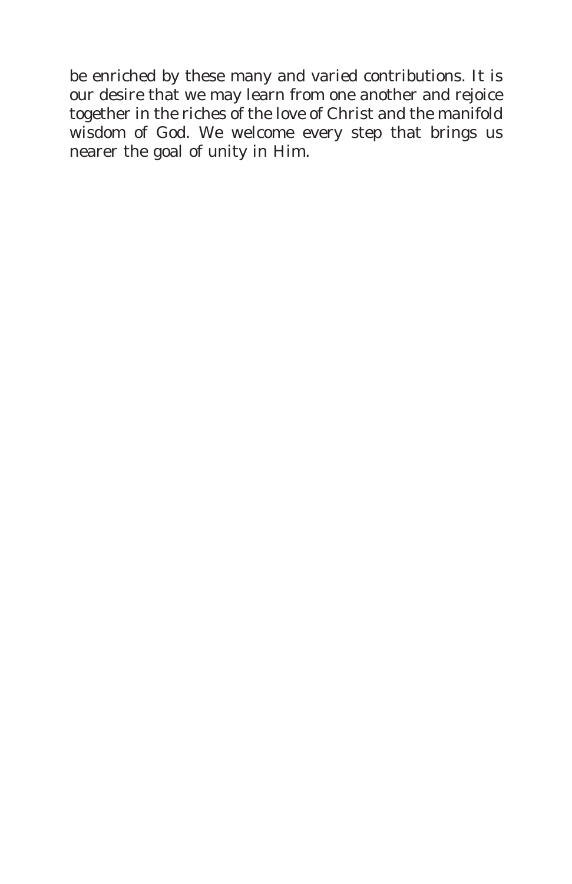be enriched by these many and varied contributions. It is our desire that we may learn from one another and rejoice together in the riches of the love of Christ and the manifold wisdom of God. We welcome every step that brings us nearer the goal of unity in Him.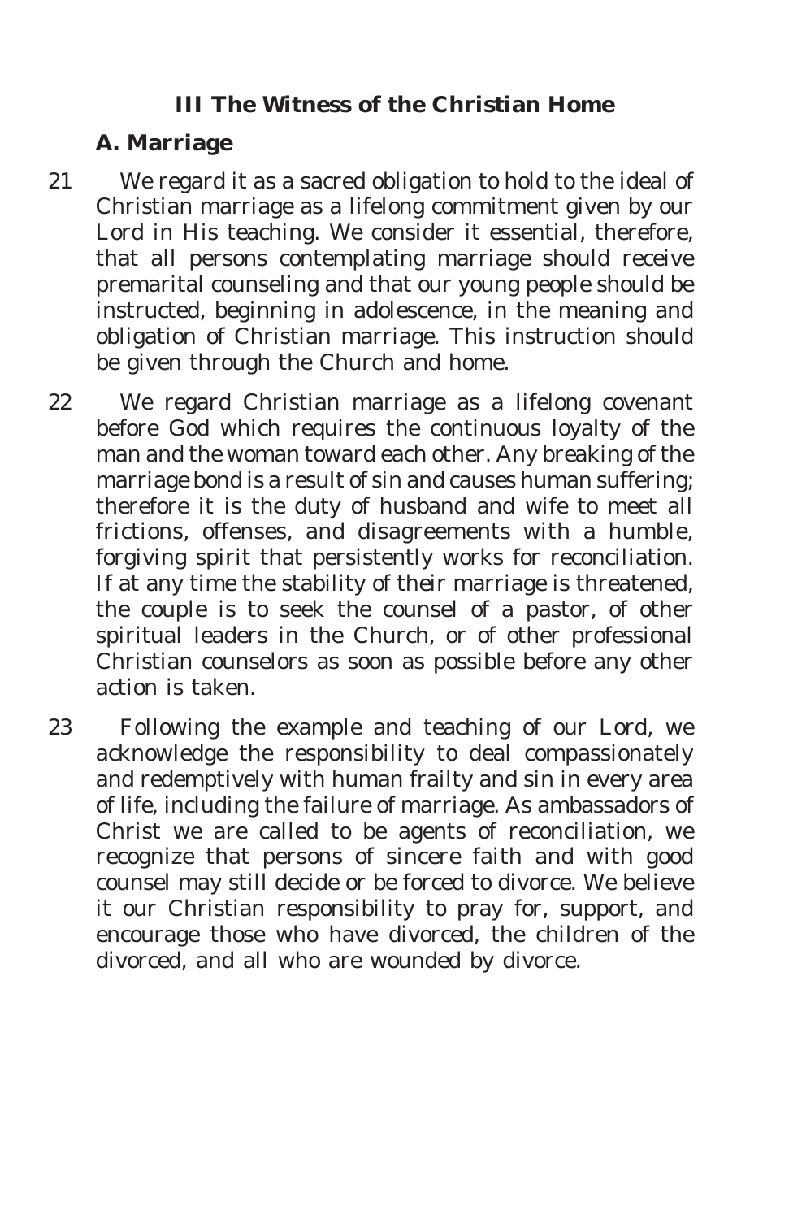## III The Witness of the Christian Home

### A. Marriage

21 We regard it as a sacred obligation to hold to the ideal of Christian marriage as a lifelong commitment given by our Lord in His teaching. We consider it essential, therefore, that all persons contemplating marriage should receive premarital counseling and that our young people should be instructed, beginning in adolescence, in the meaning and obligation of Christian marriage. This instruction should be given through the Church and home.

22 We regard Christian marriage as a lifelong covenant before God which requires the continuous loyalty of the man and the woman toward each other. Any breaking of the marriage bond is a result of sin and causes human suffering; therefore it is the duty of husband and wife to meet all frictions, offenses, and disagreements with a humble, forgiving spirit that persistently works for reconciliation. If at any time the stability of their marriage is threatened, the couple is to seek the counsel of a pastor, of other spiritual leaders in the Church, or of other professional Christian counselors as soon as possible before any other action is taken.

23 Following the example and teaching of our Lord, we acknowledge the responsibility to deal compassionately and redemptively with human frailty and sin in every area of life, including the failure of marriage. As ambassadors of Christ we are called to be agents of reconciliation, we recognize that persons of sincere faith and with good counsel may still decide or be forced to divorce. We believe it our Christian responsibility to pray for, support, and encourage those who have divorced, the children of the divorced, and all who are wounded by divorce.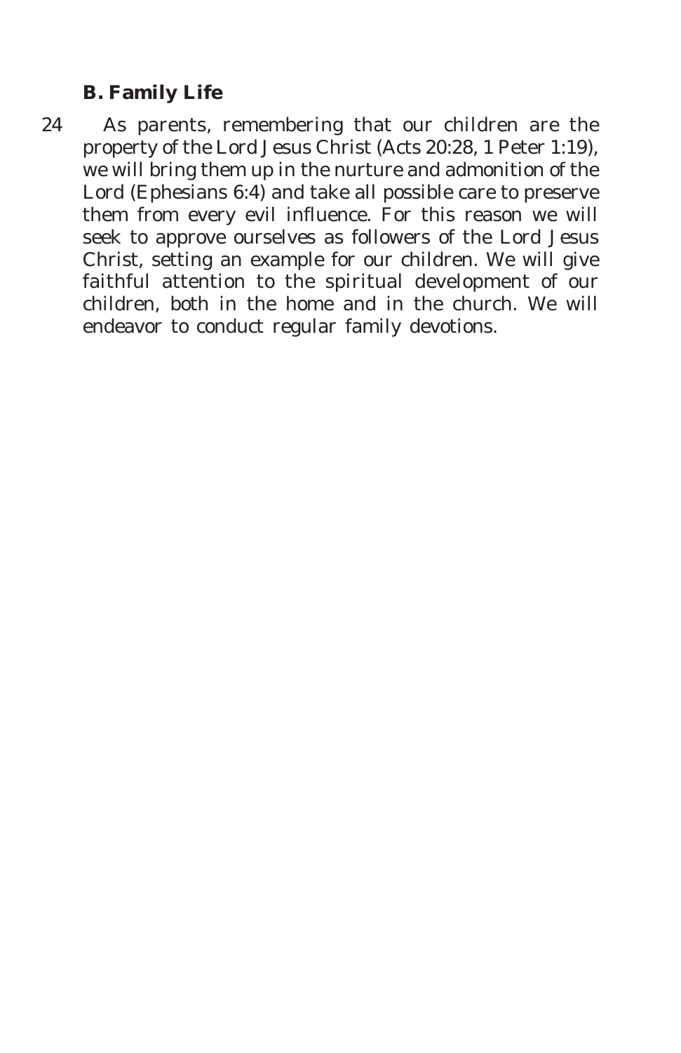### B. Family Life

24 As parents, remembering that our children are the property of the Lord Jesus Christ (Acts 20:28, 1 Peter 1:19), we will bring them up in the nurture and admonition of the Lord (Ephesians 6:4) and take all possible care to preserve them from every evil influence. For this reason we will seek to approve ourselves as followers of the Lord Jesus Christ, setting an example for our children. We will give faithful attention to the spiritual development of our children, both in the home and in the church. We will endeavor to conduct regular family devotions.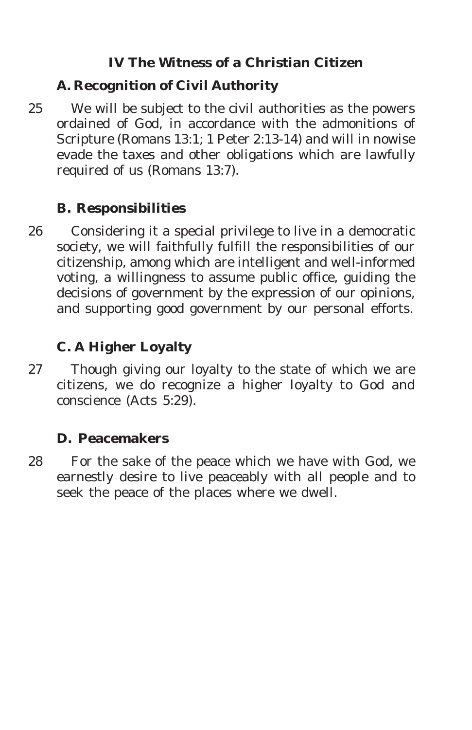## IV The Witness of a Christian Citizen

### A. Recognition of Civil Authority

25 We will be subject to the civil authorities as the powers ordained of God, in accordance with the admonitions of Scripture (Romans 13:1; 1 Peter 2:13-14) and will in nowise evade the taxes and other obligations which are lawfully required of us (Romans 13:7).

### B. Responsibilities

26 Considering it a special privilege to live in a democratic society, we will faithfully fulfill the responsibilities of our citizenship, among which are intelligent and well-informed voting, a willingness to assume public office, guiding the decisions of government by the expression of our opinions, and supporting good government by our personal efforts.

### C. A Higher Loyalty

27 Though giving our loyalty to the state of which we are citizens, we do recognize a higher loyalty to God and conscience (Acts 5:29).

### D. Peacemakers

28 For the sake of the peace which we have with God, we earnestly desire to live peaceably with all people and to seek the peace of the places where we dwell.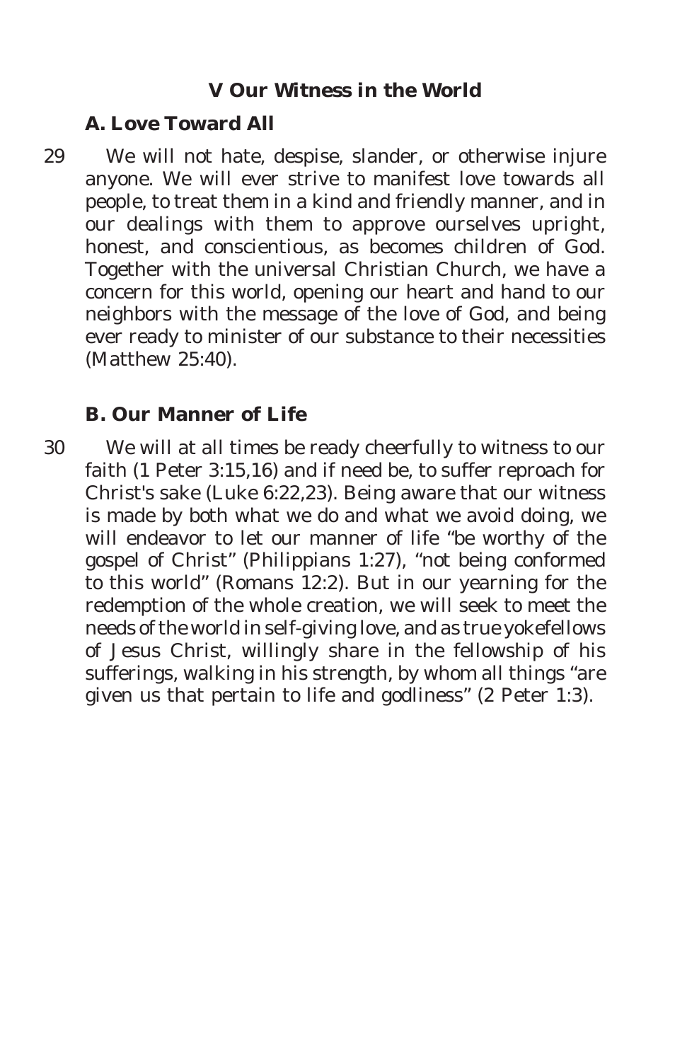## V Our Witness in the World

### A. Love Toward All

29 We will not hate, despise, slander, or otherwise injure anyone. We will ever strive to manifest love towards all people, to treat them in a kind and friendly manner, and in our dealings with them to approve ourselves upright, honest, and conscientious, as becomes children of God. Together with the universal Christian Church, we have a concern for this world, opening our heart and hand to our neighbors with the message of the love of God, and being ever ready to minister of our substance to their necessities (Matthew 25:40).

### B. Our Manner of Life

30 We will at all times be ready cheerfully to witness to our faith (1 Peter 3:15,16) and if need be, to suffer reproach for Christ's sake (Luke 6:22,23). Being aware that our witness is made by both what we do and what we avoid doing, we will endeavor to let our manner of life "be worthy of the gospel of Christ" (Philippians 1:27), "not being conformed to this world" (Romans 12:2). But in our yearning for the redemption of the whole creation, we will seek to meet the needs of the world in self-giving love, and as true yokefellows of Jesus Christ, willingly share in the fellowship of his sufferings, walking in his strength, by whom all things "are given us that pertain to life and godliness" (2 Peter 1:3).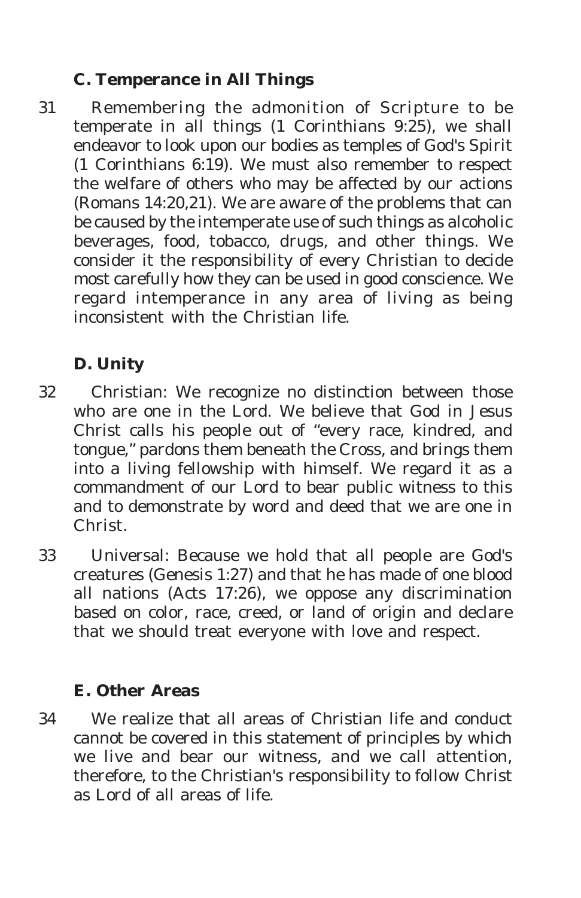### C. Temperance in All Things

31 Remembering the admonition of Scripture to be temperate in all things (1 Corinthians 9:25), we shall endeavor to look upon our bodies as temples of God's Spirit (1 Corinthians 6:19). We must also remember to respect the welfare of others who may be affected by our actions (Romans 14:20,21). We are aware of the problems that can be caused by the intemperate use of such things as alcoholic beverages, food, tobacco, drugs, and other things. We consider it the responsibility of every Christian to decide most carefully how they can be used in good conscience. We regard intemperance in any area of living as being inconsistent with the Christian life.

### D. Unity

32 Christian: We recognize no distinction between those who are one in the Lord. We believe that God in Jesus Christ calls his people out of "every race, kindred, and tongue," pardons them beneath the Cross, and brings them into a living fellowship with himself. We regard it as a commandment of our Lord to bear public witness to this and to demonstrate by word and deed that we are one in Christ.

33 Universal: Because we hold that all people are God's creatures (Genesis 1:27) and that he has made of one blood all nations (Acts 17:26), we oppose any discrimination based on color, race, creed, or land of origin and declare that we should treat everyone with love and respect.

### E. Other Areas

34 We realize that all areas of Christian life and conduct cannot be covered in this statement of principles by which we live and bear our witness, and we call attention, therefore, to the Christian's responsibility to follow Christ as Lord of all areas of life.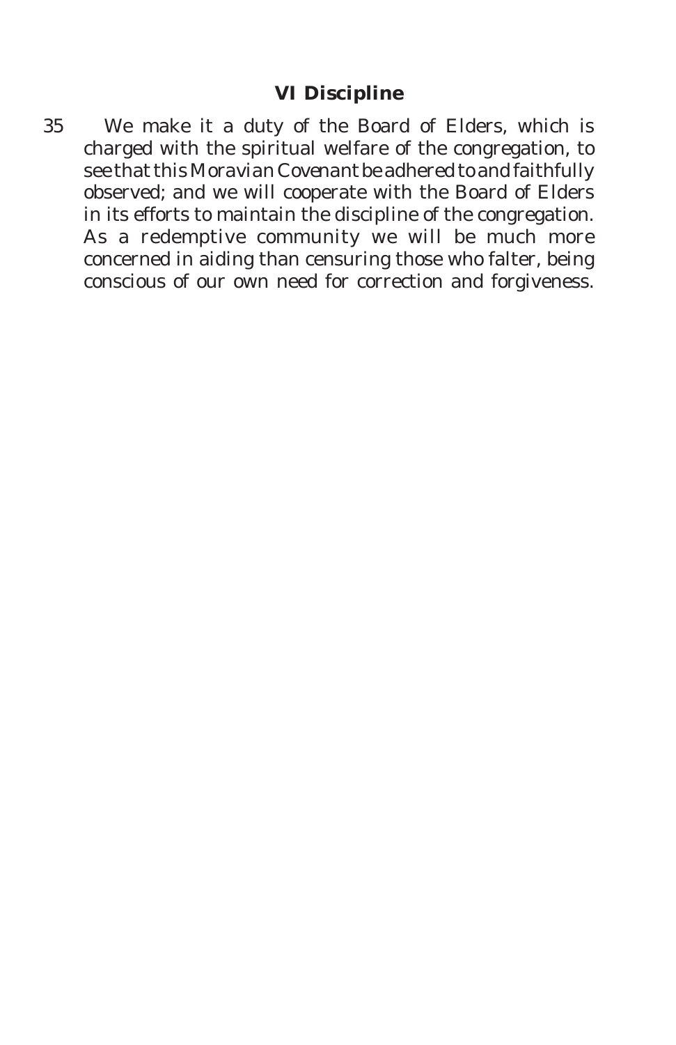## VI Discipline

35 We make it a duty of the Board of Elders, which is charged with the spiritual welfare of the congregation, to see that this Moravian Covenant be adhered to and faithfully observed; and we will cooperate with the Board of Elders in its efforts to maintain the discipline of the congregation. As a redemptive community we will be much more concerned in aiding than censuring those who falter, being conscious of our own need for correction and forgiveness.